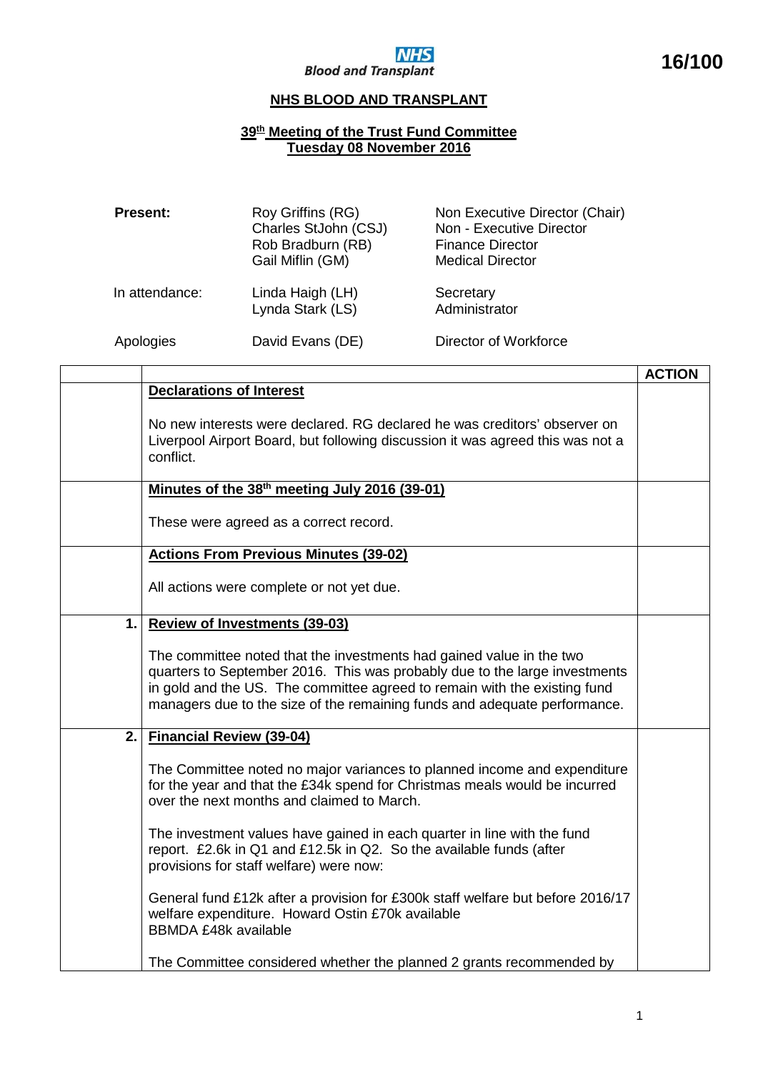16/100

NHS Blood and Transplant

# NHS BLOOD AND TRANSPLANT

## 39th Meeting of the Trust Fund Committee
## Tuesday 08 November 2016

| | | |
|---|---|---|
| **Present:** | Roy Griffins (RG) | Non Executive Director (Chair) |
| | Charles StJohn (CSJ) | Non - Executive Director |
| | Rob Bradburn (RB) | Finance Director |
| | Gail Miflin (GM) | Medical Director |
| In attendance: | Linda Haigh (LH) | Secretary |
| | Lynda Stark (LS) | Administrator |
| Apologies | David Evans (DE) | Director of Workforce |

| | | ACTION |
|---|---|---|
| | **Declarations of Interest**<br><br>No new interests were declared. RG declared he was creditors' observer on Liverpool Airport Board, but following discussion it was agreed this was not a conflict. | |
| | **Minutes of the 38th meeting July 2016 (39-01)**<br><br>These were agreed as a correct record. | |
| | **Actions From Previous Minutes (39-02)**<br><br>All actions were complete or not yet due. | |
| 1. | **Review of Investments (39-03)**<br><br>The committee noted that the investments had gained value in the two quarters to September 2016. This was probably due to the large investments in gold and the US. The committee agreed to remain with the existing fund managers due to the size of the remaining funds and adequate performance. | |
| 2. | **Financial Review (39-04)**<br><br>The Committee noted no major variances to planned income and expenditure for the year and that the £34k spend for Christmas meals would be incurred over the next months and claimed to March.<br><br>The investment values have gained in each quarter in line with the fund report. £2.6k in Q1 and £12.5k in Q2. So the available funds (after provisions for staff welfare) were now:<br><br>General fund £12k after a provision for £300k staff welfare but before 2016/17 welfare expenditure. Howard Ostin £70k available<br>BBMDA £48k available<br><br>The Committee considered whether the planned 2 grants recommended by | |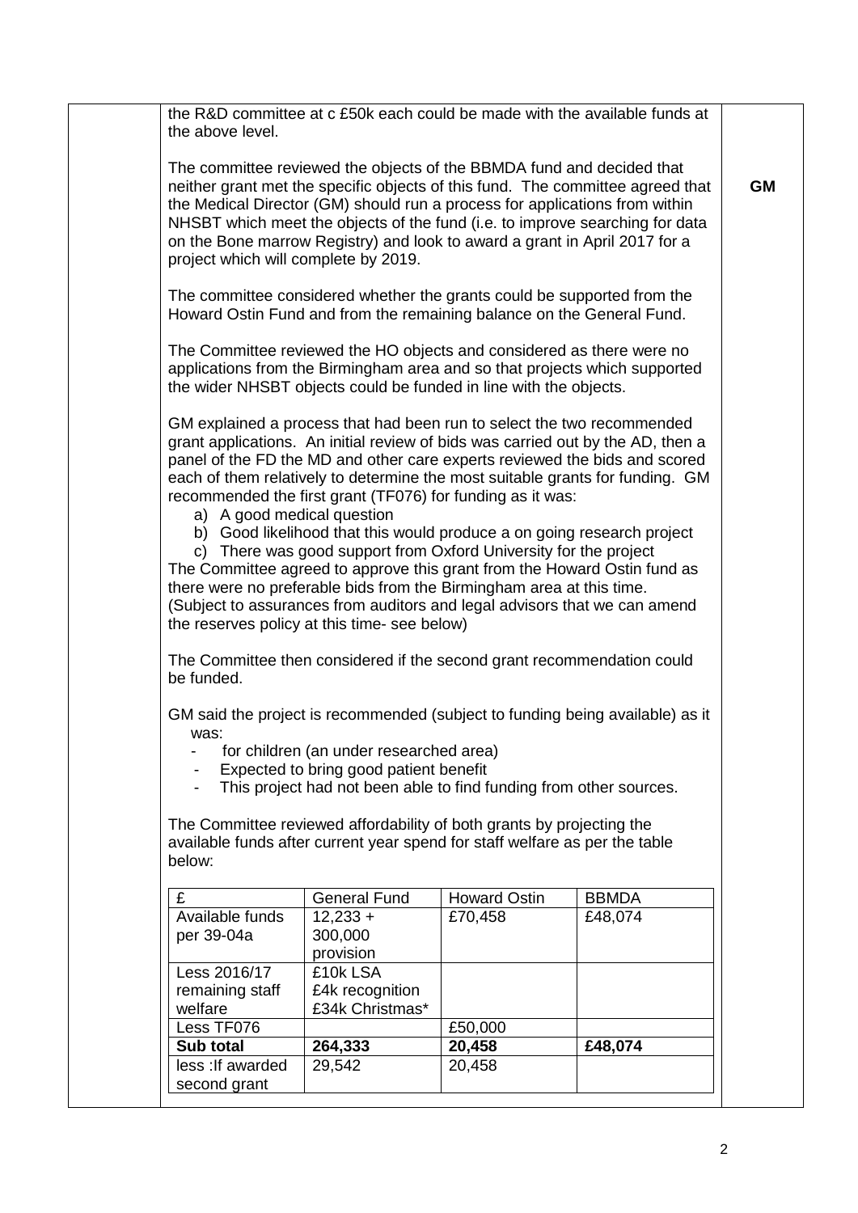the R&D committee at c £50k each could be made with the available funds at the above level.

The committee reviewed the objects of the BBMDA fund and decided that neither grant met the specific objects of this fund. The committee agreed that the Medical Director (GM) should run a process for applications from within NHSBT which meet the objects of the fund (i.e. to improve searching for data on the Bone marrow Registry) and look to award a grant in April 2017 for a project which will complete by 2019.

**GM**

The committee considered whether the grants could be supported from the Howard Ostin Fund and from the remaining balance on the General Fund.

The Committee reviewed the HO objects and considered as there were no applications from the Birmingham area and so that projects which supported the wider NHSBT objects could be funded in line with the objects.

GM explained a process that had been run to select the two recommended grant applications. An initial review of bids was carried out by the AD, then a panel of the FD the MD and other care experts reviewed the bids and scored each of them relatively to determine the most suitable grants for funding. GM recommended the first grant (TF076) for funding as it was:

a) A good medical question
b) Good likelihood that this would produce a on going research project
c) There was good support from Oxford University for the project

The Committee agreed to approve this grant from the Howard Ostin fund as there were no preferable bids from the Birmingham area at this time. (Subject to assurances from auditors and legal advisors that we can amend the reserves policy at this time- see below)

The Committee then considered if the second grant recommendation could be funded.

GM said the project is recommended (subject to funding being available) as it was:

- for children (an under researched area)
- Expected to bring good patient benefit
- This project had not been able to find funding from other sources.

The Committee reviewed affordability of both grants by projecting the available funds after current year spend for staff welfare as per the table below:

| £ | General Fund | Howard Ostin | BBMDA |
|---|---|---|---|
| Available funds per 39-04a | 12,233 + 300,000 provision | £70,458 | £48,074 |
| Less 2016/17 remaining staff welfare | £10k LSA<br>£4k recognition<br>£34k Christmas* | | |
| Less TF076 | | £50,000 | |
| **Sub total** | **264,333** | **20,458** | **£48,074** |
| less :If awarded second grant | 29,542 | 20,458 | |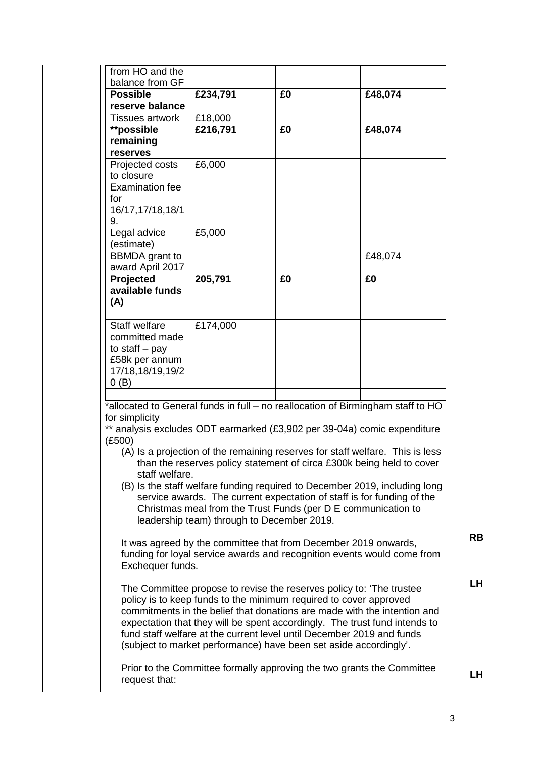| | | | |
|---|---|---|---|
| from HO and the balance from GF | | | |
| **Possible reserve balance** | **£234,791** | **£0** | **£48,074** |
| Tissues artwork | £18,000 | | |
| **possible remaining reserves** | **£216,791** | **£0** | **£48,074** |
| Projected costs to closure Examination fee for 16/17,17/18,18/19.<br>Legal advice (estimate) | £6,000<br><br>£5,000 | | |
| BBMDA grant to award April 2017 | | | £48,074 |
| **Projected available funds (A)** | **205,791** | **£0** | **£0** |
| | | | |
| Staff welfare committed made to staff – pay £58k per annum 17/18,18/19,19/20 (B) | £174,000 | | |
| | | | |

*allocated to General funds in full – no reallocation of Birmingham staff to HO for simplicity

** analysis excludes ODT earmarked (£3,902 per 39-04a) comic expenditure (£500)

(A) Is a projection of the remaining reserves for staff welfare. This is less than the reserves policy statement of circa £300k being held to cover staff welfare.

(B) Is the staff welfare funding required to December 2019, including long service awards. The current expectation of staff is for funding of the Christmas meal from the Trust Funds (per D E communication to leadership team) through to December 2019.

It was agreed by the committee that from December 2019 onwards, funding for loyal service awards and recognition events would come from Exchequer funds. **RB**

The Committee propose to revise the reserves policy to: 'The trustee policy is to keep funds to the minimum required to cover approved commitments in the belief that donations are made with the intention and expectation that they will be spent accordingly. The trust fund intends to fund staff welfare at the current level until December 2019 and funds (subject to market performance) have been set aside accordingly'. **LH**

Prior to the Committee formally approving the two grants the Committee request that: **LH**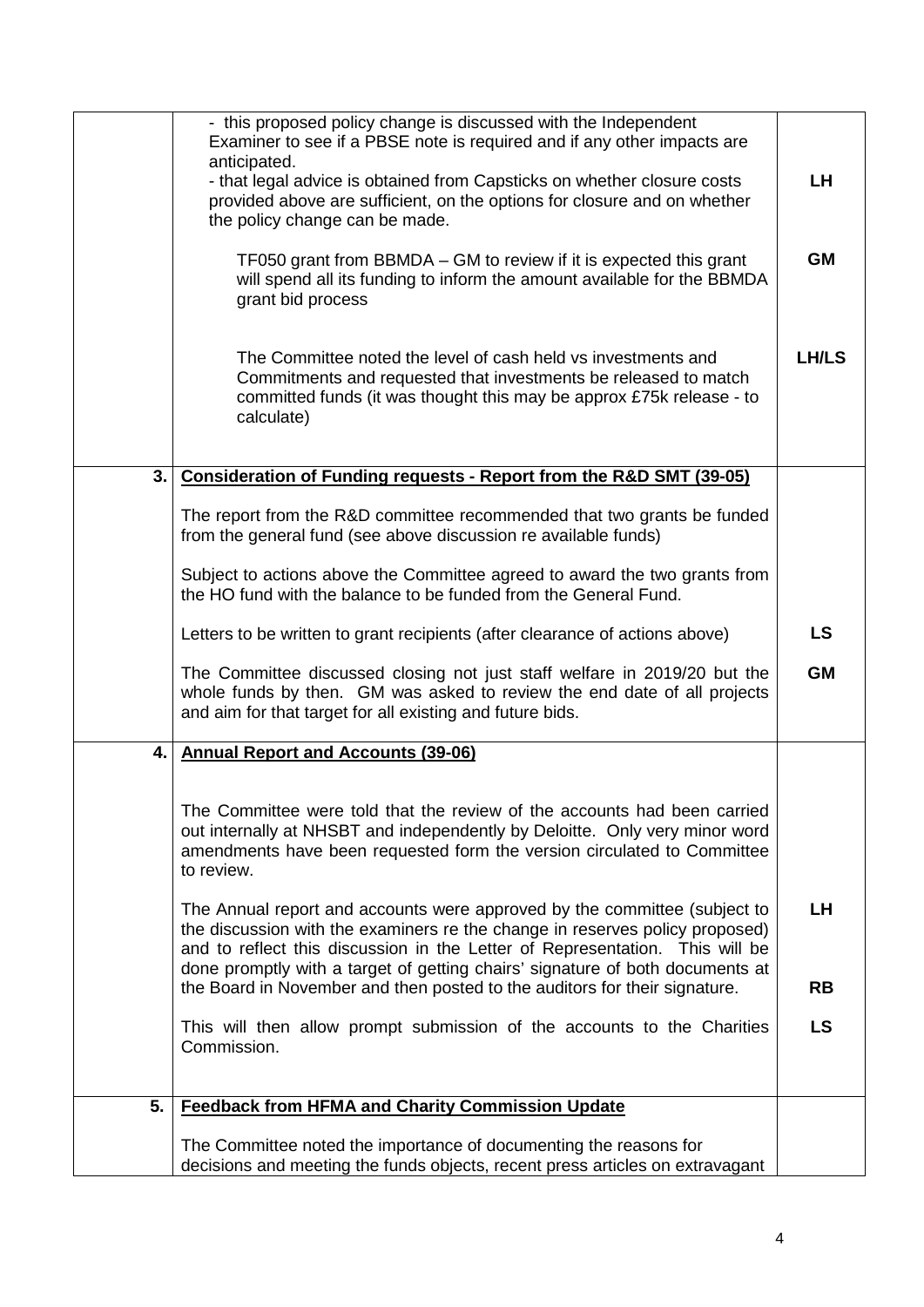| | | |
|---|---|---|
| | - this proposed policy change is discussed with the Independent Examiner to see if a PBSE note is required and if any other impacts are anticipated.<br>- that legal advice is obtained from Capsticks on whether closure costs provided above are sufficient, on the options for closure and on whether the policy change can be made. | **LH** |
| | TF050 grant from BBMDA – GM to review if it is expected this grant will spend all its funding to inform the amount available for the BBMDA grant bid process | **GM** |
| | The Committee noted the level of cash held vs investments and Commitments and requested that investments be released to match committed funds (it was thought this may be approx £75k release - to calculate) | **LH/LS** |
| **3.** | **Consideration of Funding requests - Report from the R&D SMT (39-05)**<br><br>The report from the R&D committee recommended that two grants be funded from the general fund (see above discussion re available funds)<br><br>Subject to actions above the Committee agreed to award the two grants from the HO fund with the balance to be funded from the General Fund. | |
| | Letters to be written to grant recipients (after clearance of actions above) | **LS** |
| | The Committee discussed closing not just staff welfare in 2019/20 but the whole funds by then. GM was asked to review the end date of all projects and aim for that target for all existing and future bids. | **GM** |
| **4.** | **Annual Report and Accounts (39-06)**<br><br>The Committee were told that the review of the accounts had been carried out internally at NHSBT and independently by Deloitte. Only very minor word amendments have been requested form the version circulated to Committee to review. | |
| | The Annual report and accounts were approved by the committee (subject to the discussion with the examiners re the change in reserves policy proposed) and to reflect this discussion in the Letter of Representation. This will be done promptly with a target of getting chairs' signature of both documents at the Board in November and then posted to the auditors for their signature. | **LH**<br><br>**RB** |
| | This will then allow prompt submission of the accounts to the Charities Commission. | **LS** |
| **5.** | **Feedback from HFMA and Charity Commission Update**<br><br>The Committee noted the importance of documenting the reasons for decisions and meeting the funds objects, recent press articles on extravagant | |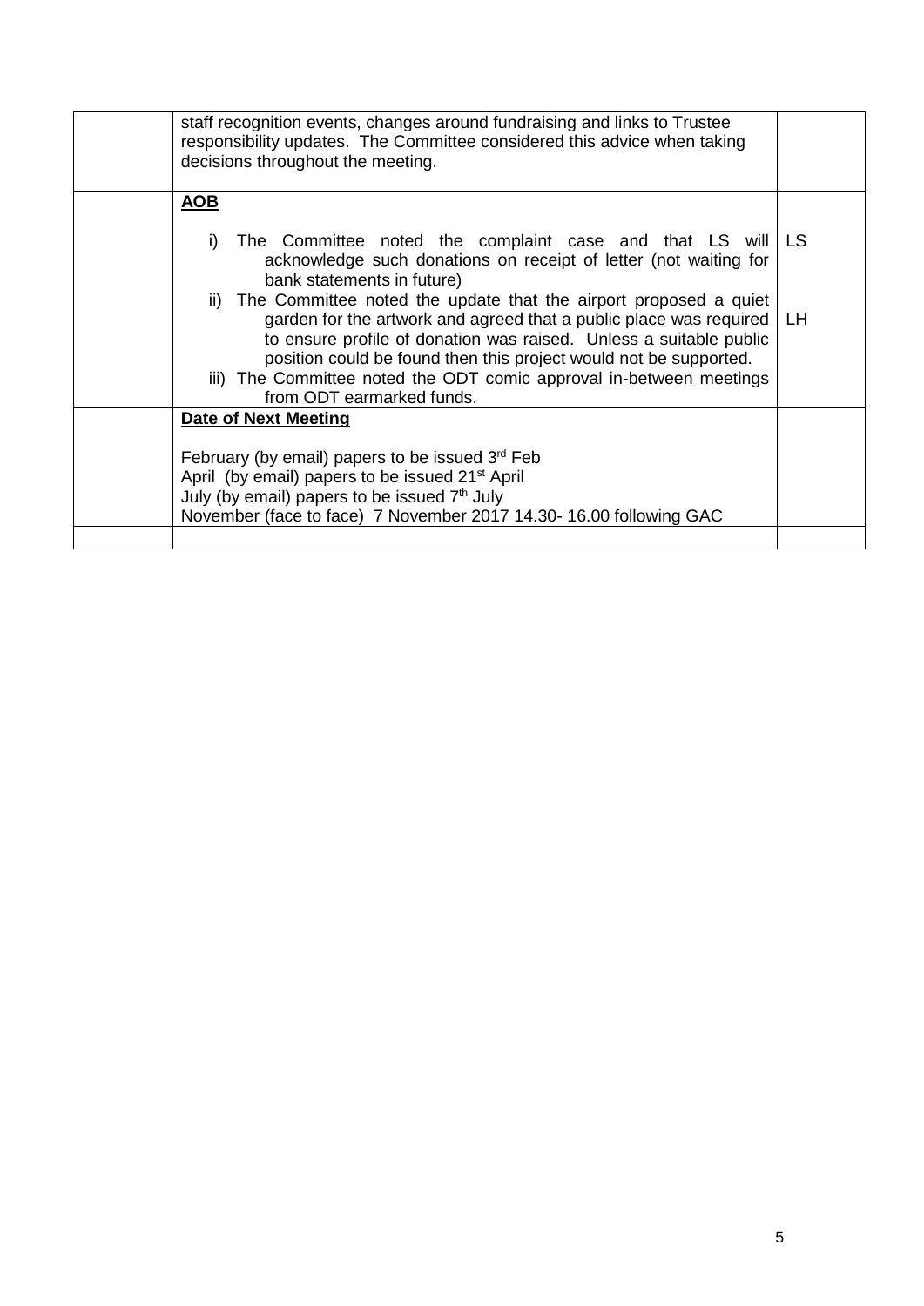| | | |
|---|---|---|
| | staff recognition events, changes around fundraising and links to Trustee responsibility updates. The Committee considered this advice when taking decisions throughout the meeting. | |
| | **AOB**<br><br>i) The Committee noted the complaint case and that LS will acknowledge such donations on receipt of letter (not waiting for bank statements in future)<br>ii) The Committee noted the update that the airport proposed a quiet garden for the artwork and agreed that a public place was required to ensure profile of donation was raised. Unless a suitable public position could be found then this project would not be supported.<br>iii) The Committee noted the ODT comic approval in-between meetings from ODT earmarked funds. | LS<br><br>LH |
| | **Date of Next Meeting**<br><br>February (by email) papers to be issued 3rd Feb<br>April (by email) papers to be issued 21st April<br>July (by email) papers to be issued 7th July<br>November (face to face) 7 November 2017 14.30- 16.00 following GAC | |
| | | |